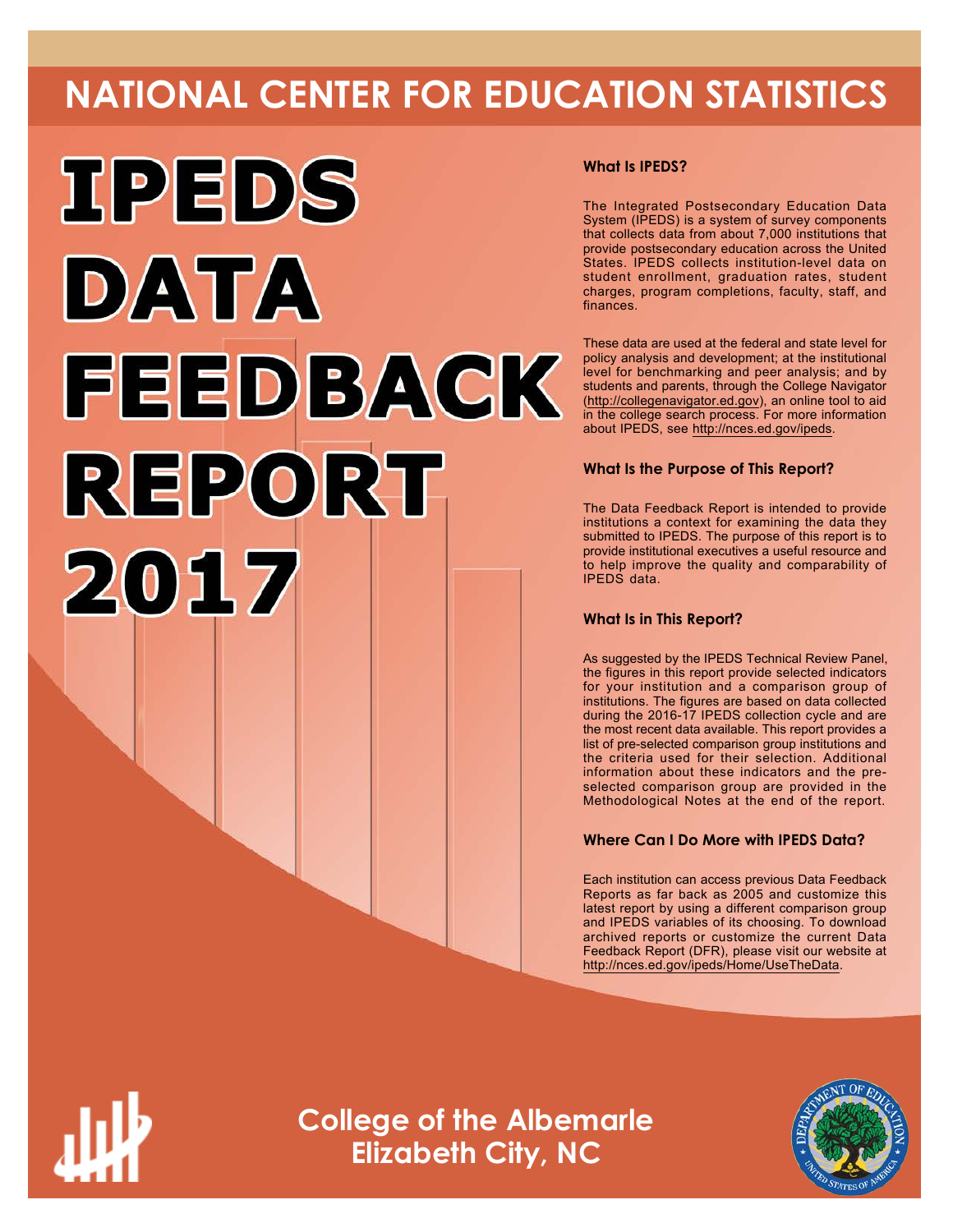# NATIONAL CENTER FOR EDUCATION STATISTICS

# IPEDS DATA FEEDBACK REPORT 2017

### What Is IPEDS?

The Integrated Postsecondary Education Data System (IPEDS) is a system of survey components that collects data from about 7,000 institutions that provide postsecondary education across the United States. IPEDS collects institution-level data on student enrollment, graduation rates, student charges, program completions, faculty, staff, and finances.

These data are used at the federal and state level for policy analysis and development; at the institutional level for benchmarking and peer analysis; and by students and parents, through the College Navigator (http://collegenavigator.ed.gov), an online tool to aid in the college search process. For more information about IPEDS, see http://nces.ed.gov/ipeds.

### What Is the Purpose of This Report?

The Data Feedback Report is intended to provide institutions a context for examining the data they submitted to IPEDS. The purpose of this report is to provide institutional executives a useful resource and to help improve the quality and comparability of IPEDS data.

### What Is in This Report?

As suggested by the IPEDS Technical Review Panel, the figures in this report provide selected indicators for your institution and a comparison group of institutions. The figures are based on data collected during the 2016-17 IPEDS collection cycle and are the most recent data available. This report provides a list of pre-selected comparison group institutions and the criteria used for their selection. Additional information about these indicators and the pre-selected comparison group are provided in the Methodological Notes at the end of the report.

### Where Can I Do More with IPEDS Data?

Each institution can access previous Data Feedback Reports as far back as 2005 and customize this latest report by using a different comparison group and IPEDS variables of its choosing. To download archived reports or customize the current Data Feedback Report (DFR), please visit our website at http://nces.ed.gov/ipeds/Home/UseTheData.

## College of the Albemarle
## Elizabeth City, NC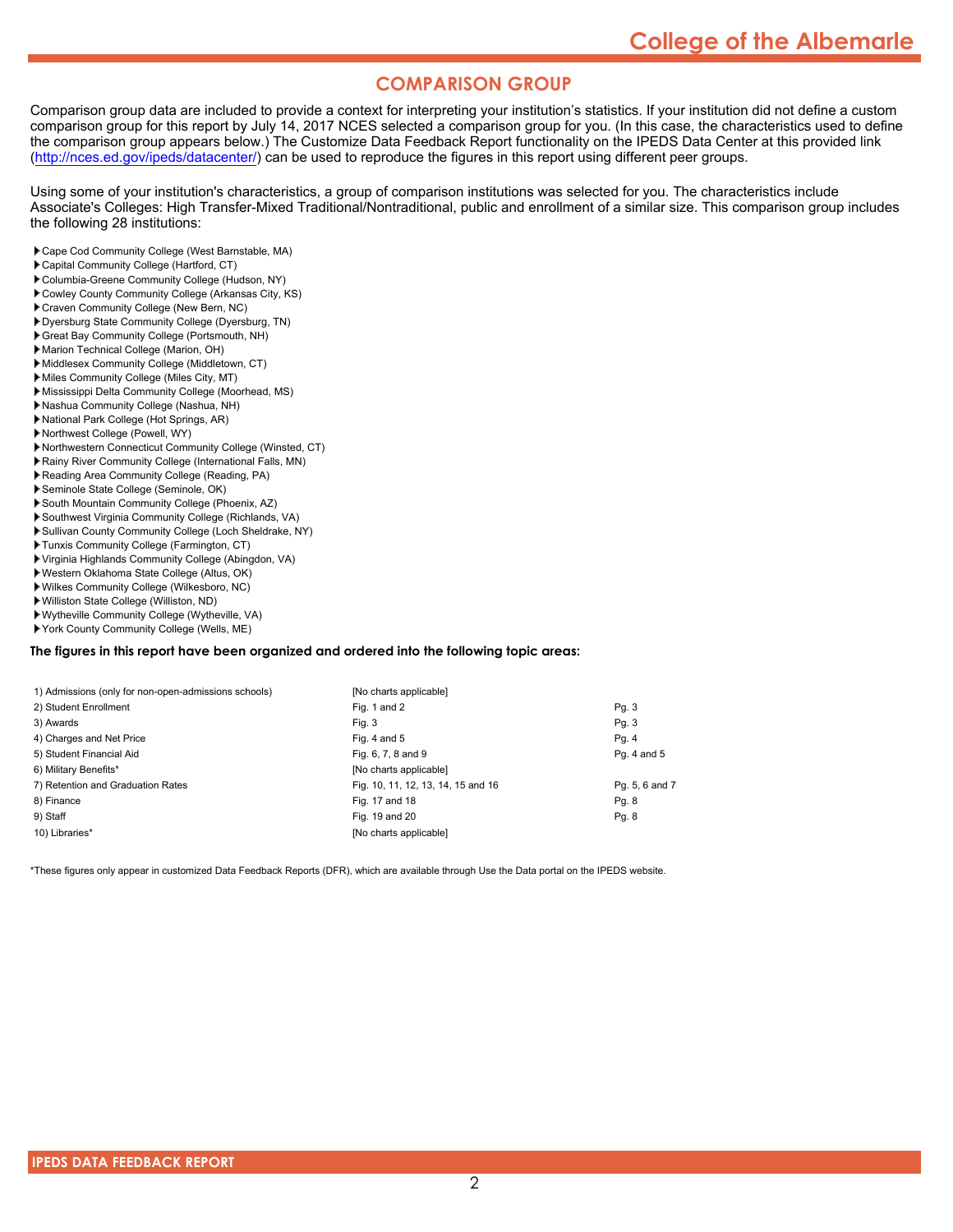# COMPARISON GROUP

Comparison group data are included to provide a context for interpreting your institution's statistics. If your institution did not define a custom comparison group for this report by July 14, 2017 NCES selected a comparison group for you. (In this case, the characteristics used to define the comparison group appears below.) The Customize Data Feedback Report functionality on the IPEDS Data Center at this provided link (http://nces.ed.gov/ipeds/datacenter/) can be used to reproduce the figures in this report using different peer groups.

Using some of your institution's characteristics, a group of comparison institutions was selected for you. The characteristics include Associate's Colleges: High Transfer-Mixed Traditional/Nontraditional, public and enrollment of a similar size. This comparison group includes the following 28 institutions:

- Cape Cod Community College (West Barnstable, MA)
- Capital Community College (Hartford, CT)
- Columbia-Greene Community College (Hudson, NY)
- Cowley County Community College (Arkansas City, KS)
- Craven Community College (New Bern, NC)
- Dyersburg State Community College (Dyersburg, TN)
- Great Bay Community College (Portsmouth, NH)
- Marion Technical College (Marion, OH)
- Middlesex Community College (Middletown, CT)
- Miles Community College (Miles City, MT)
- Mississippi Delta Community College (Moorhead, MS)
- Nashua Community College (Nashua, NH)
- National Park College (Hot Springs, AR)
- Northwest College (Powell, WY)
- Northwestern Connecticut Community College (Winsted, CT)
- Rainy River Community College (International Falls, MN)
- Reading Area Community College (Reading, PA)
- Seminole State College (Seminole, OK)
- South Mountain Community College (Phoenix, AZ)
- Southwest Virginia Community College (Richlands, VA)
- Sullivan County Community College (Loch Sheldrake, NY)
- Tunxis Community College (Farmington, CT)
- Virginia Highlands Community College (Abingdon, VA)
- Western Oklahoma State College (Altus, OK)
- Wilkes Community College (Wilkesboro, NC)
- Williston State College (Williston, ND)
- Wytheville Community College (Wytheville, VA)
- York County Community College (Wells, ME)

**The figures in this report have been organized and ordered into the following topic areas:**

| Topic area | Figures | Pages |
|---|---|---|
| 1) Admissions (only for non-open-admissions schools) | [No charts applicable] | |
| 2) Student Enrollment | Fig. 1 and 2 | Pg. 3 |
| 3) Awards | Fig. 3 | Pg. 3 |
| 4) Charges and Net Price | Fig. 4 and 5 | Pg. 4 |
| 5) Student Financial Aid | Fig. 6, 7, 8 and 9 | Pg. 4 and 5 |
| 6) Military Benefits* | [No charts applicable] | |
| 7) Retention and Graduation Rates | Fig. 10, 11, 12, 13, 14, 15 and 16 | Pg. 5, 6 and 7 |
| 8) Finance | Fig. 17 and 18 | Pg. 8 |
| 9) Staff | Fig. 19 and 20 | Pg. 8 |
| 10) Libraries* | [No charts applicable] | |

*These figures only appear in customized Data Feedback Reports (DFR), which are available through Use the Data portal on the IPEDS website.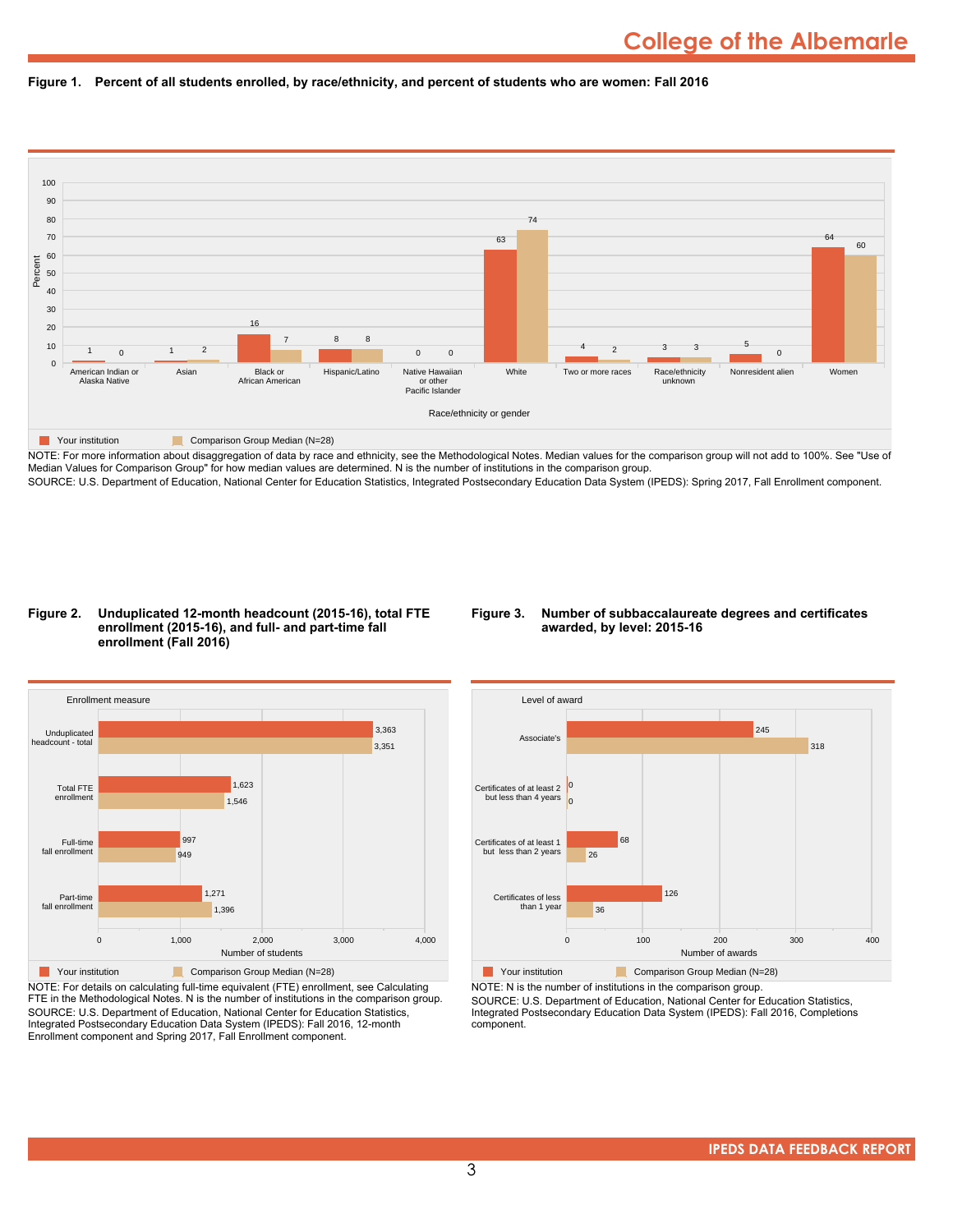# College of the Albemarle

**Figure 1. Percent of all students enrolled, by race/ethnicity, and percent of students who are women: Fall 2016**

| Race/ethnicity or gender | Your institution | Comparison Group Median (N=28) |
|---|---|---|
| American Indian or Alaska Native | 1 | 0 |
| Asian | 1 | 2 |
| Black or African American | 16 | 7 |
| Hispanic/Latino | 8 | 8 |
| Native Hawaiian or other Pacific Islander | 0 | 0 |
| White | 63 | 74 |
| Two or more races | 4 | 2 |
| Race/ethnicity unknown | 3 | 3 |
| Nonresident alien | 5 | 0 |
| Women | 64 | 60 |

NOTE: For more information about disaggregation of data by race and ethnicity, see the Methodological Notes. Median values for the comparison group will not add to 100%. See "Use of Median Values for Comparison Group" for how median values are determined. N is the number of institutions in the comparison group.
SOURCE: U.S. Department of Education, National Center for Education Statistics, Integrated Postsecondary Education Data System (IPEDS): Spring 2017, Fall Enrollment component.

**Figure 2. Unduplicated 12-month headcount (2015-16), total FTE enrollment (2015-16), and full- and part-time fall enrollment (Fall 2016)**

| Enrollment measure | Your institution | Comparison Group Median (N=28) |
|---|---|---|
| Unduplicated headcount - total | 3,363 | 3,351 |
| Total FTE enrollment | 1,623 | 1,546 |
| Full-time fall enrollment | 997 | 949 |
| Part-time fall enrollment | 1,271 | 1,396 |

NOTE: For details on calculating full-time equivalent (FTE) enrollment, see Calculating FTE in the Methodological Notes. N is the number of institutions in the comparison group.
SOURCE: U.S. Department of Education, National Center for Education Statistics, Integrated Postsecondary Education Data System (IPEDS): Fall 2016, 12-month Enrollment component and Spring 2017, Fall Enrollment component.

**Figure 3. Number of subbaccalaureate degrees and certificates awarded, by level: 2015-16**

| Level of award | Your institution | Comparison Group Median (N=28) |
|---|---|---|
| Associate's | 245 | 318 |
| Certificates of at least 2 but less than 4 years | 0 | 0 |
| Certificates of at least 1 but less than 2 years | 68 | 26 |
| Certificates of less than 1 year | 126 | 36 |

NOTE: N is the number of institutions in the comparison group.
SOURCE: U.S. Department of Education, National Center for Education Statistics, Integrated Postsecondary Education Data System (IPEDS): Fall 2016, Completions component.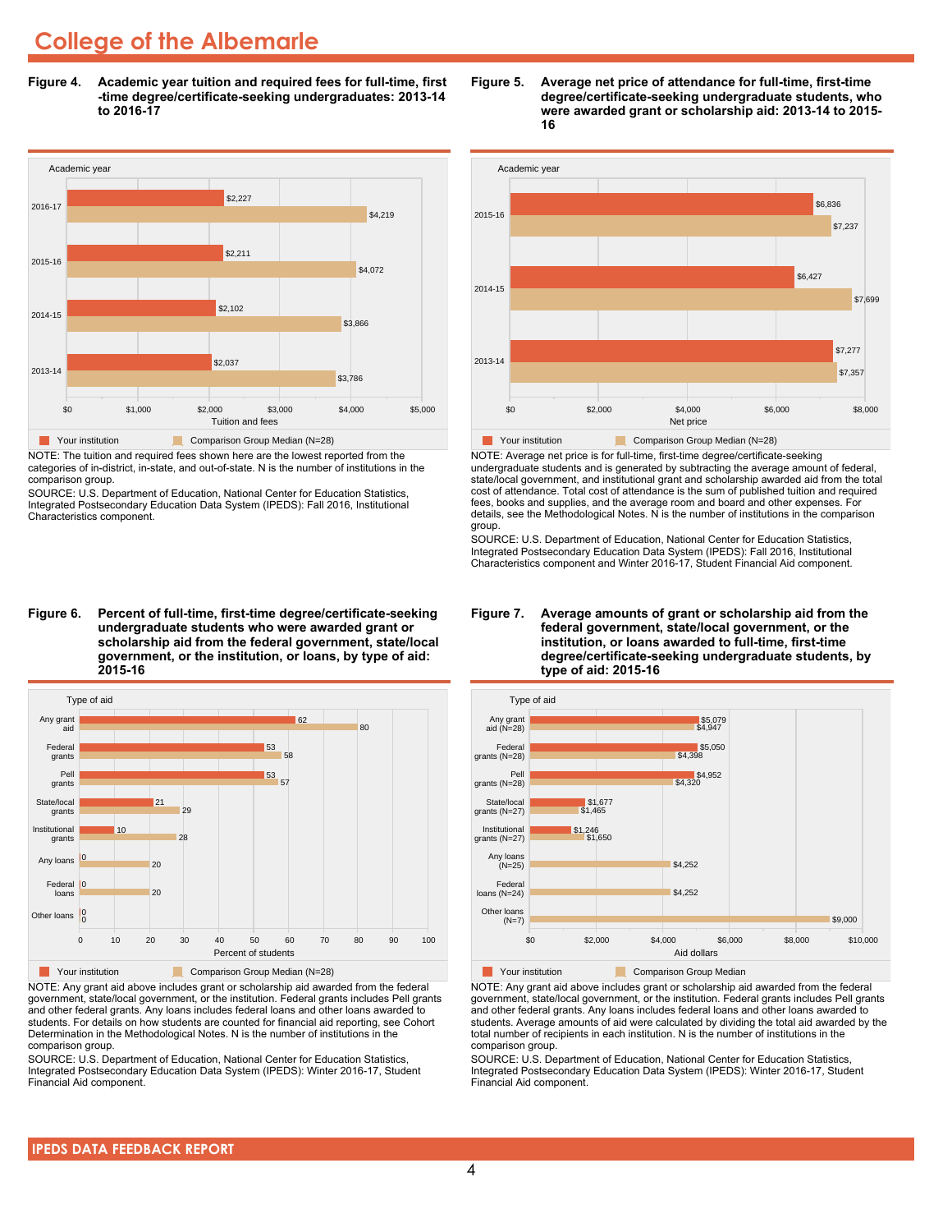# College of the Albemarle

**Figure 4. Academic year tuition and required fees for full-time, first-time degree/certificate-seeking undergraduates: 2013-14 to 2016-17**

| Academic year | Your institution | Comparison Group Median (N=28) |
|---|---|---|
| 2016-17 | $2,227 | $4,219 |
| 2015-16 | $2,211 | $4,072 |
| 2014-15 | $2,102 | $3,866 |
| 2013-14 | $2,037 | $3,786 |

NOTE: The tuition and required fees shown here are the lowest reported from the categories of in-district, in-state, and out-of-state. N is the number of institutions in the comparison group.

SOURCE: U.S. Department of Education, National Center for Education Statistics, Integrated Postsecondary Education Data System (IPEDS): Fall 2016, Institutional Characteristics component.

**Figure 5. Average net price of attendance for full-time, first-time degree/certificate-seeking undergraduate students, who were awarded grant or scholarship aid: 2013-14 to 2015-16**

| Academic year | Your institution | Comparison Group Median (N=28) |
|---|---|---|
| 2015-16 | $6,836 | $7,237 |
| 2014-15 | $6,427 | $7,699 |
| 2013-14 | $7,277 | $7,357 |

NOTE: Average net price is for full-time, first-time degree/certificate-seeking undergraduate students and is generated by subtracting the average amount of federal, state/local government, and institutional grant and scholarship awarded aid from the total cost of attendance. Total cost of attendance is the sum of published tuition and required fees, books and supplies, and the average room and board and other expenses. For details, see the Methodological Notes. N is the number of institutions in the comparison group.

SOURCE: U.S. Department of Education, National Center for Education Statistics, Integrated Postsecondary Education Data System (IPEDS): Fall 2016, Institutional Characteristics component and Winter 2016-17, Student Financial Aid component.

**Figure 6. Percent of full-time, first-time degree/certificate-seeking undergraduate students who were awarded grant or scholarship aid from the federal government, state/local government, or the institution, or loans, by type of aid: 2015-16**

| Type of aid | Your institution | Comparison Group Median (N=28) |
|---|---|---|
| Any grant aid | 62 | 80 |
| Federal grants | 53 | 58 |
| Pell grants | 53 | 57 |
| State/local grants | 21 | 29 |
| Institutional grants | 10 | 28 |
| Any loans | 0 | 20 |
| Federal loans | 0 | 20 |
| Other loans | 0 | 0 |

NOTE: Any grant aid above includes grant or scholarship aid awarded from the federal government, state/local government, or the institution. Federal grants includes Pell grants and other federal grants. Any loans includes federal loans and other loans awarded to students. For details on how students are counted for financial aid reporting, see Cohort Determination in the Methodological Notes. N is the number of institutions in the comparison group.

SOURCE: U.S. Department of Education, National Center for Education Statistics, Integrated Postsecondary Education Data System (IPEDS): Winter 2016-17, Student Financial Aid component.

**Figure 7. Average amounts of grant or scholarship aid from the federal government, state/local government, or the institution, or loans awarded to full-time, first-time degree/certificate-seeking undergraduate students, by type of aid: 2015-16**

| Type of aid | Your institution | Comparison Group Median |
|---|---|---|
| Any grant aid (N=28) | $5,079 | $4,947 |
| Federal grants (N=28) | $5,050 | $4,398 |
| Pell grants (N=28) | $4,952 | $4,320 |
| State/local grants (N=27) | $1,677 | $1,465 |
| Institutional grants (N=27) | $1,246 | $1,650 |
| Any loans (N=25) | | $4,252 |
| Federal loans (N=24) | | $4,252 |
| Other loans (N=7) | | $9,000 |

NOTE: Any grant aid above includes grant or scholarship aid awarded from the federal government, state/local government, or the institution. Federal grants includes Pell grants and other federal grants. Any loans includes federal loans and other loans awarded to students. Average amounts of aid were calculated by dividing the total aid awarded by the total number of recipients in each institution. N is the number of institutions in the comparison group.

SOURCE: U.S. Department of Education, National Center for Education Statistics, Integrated Postsecondary Education Data System (IPEDS): Winter 2016-17, Student Financial Aid component.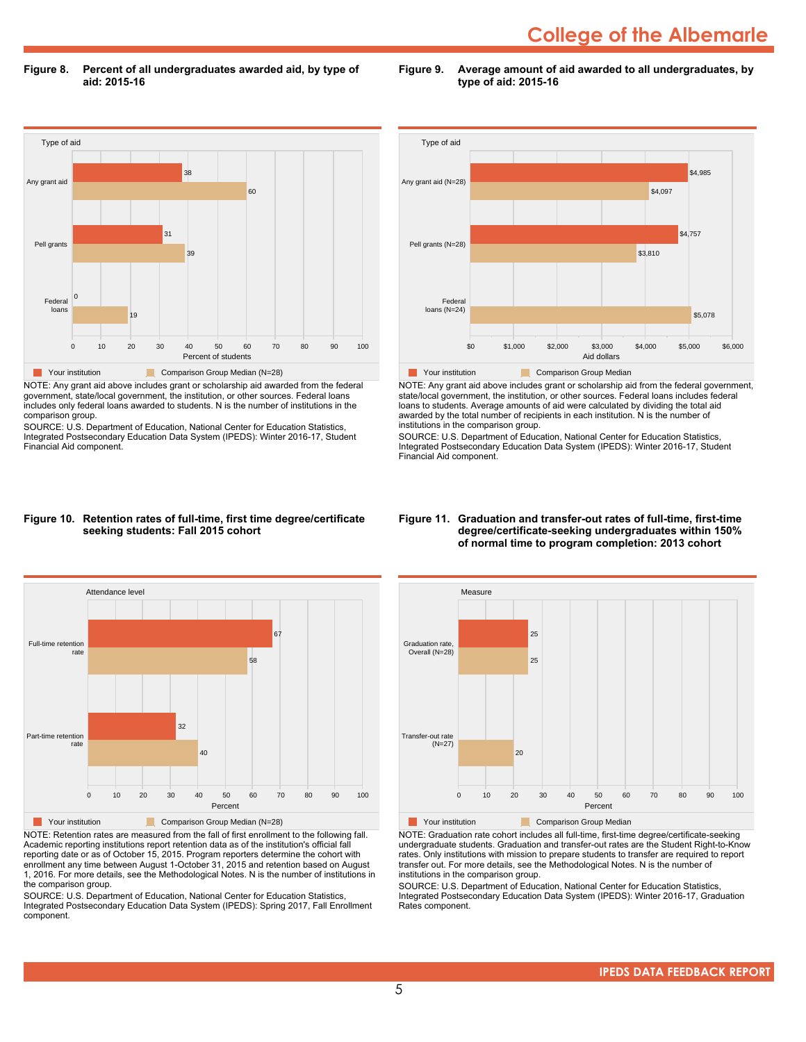## Figure 8. Percent of all undergraduates awarded aid, by type of aid: 2015-16

| Type of aid | Your institution | Comparison Group Median (N=28) |
|---|---|---|
| Any grant aid | 38 | 60 |
| Pell grants | 31 | 39 |
| Federal loans | 0 | 19 |

NOTE: Any grant aid above includes grant or scholarship aid awarded from the federal government, state/local government, the institution, or other sources. Federal loans includes only federal loans awarded to students. N is the number of institutions in the comparison group.

SOURCE: U.S. Department of Education, National Center for Education Statistics, Integrated Postsecondary Education Data System (IPEDS): Winter 2016-17, Student Financial Aid component.

## Figure 9. Average amount of aid awarded to all undergraduates, by type of aid: 2015-16

| Type of aid | Your institution | Comparison Group Median |
|---|---|---|
| Any grant aid (N=28) | $4,985 | $4,097 |
| Pell grants (N=28) | $4,757 | $3,810 |
| Federal loans (N=24) | | $5,078 |

NOTE: Any grant aid above includes grant or scholarship aid from the federal government, state/local government, the institution, or other sources. Federal loans includes federal loans to students. Average amounts of aid were calculated by dividing the total aid awarded by the total number of recipients in each institution. N is the number of institutions in the comparison group.

SOURCE: U.S. Department of Education, National Center for Education Statistics, Integrated Postsecondary Education Data System (IPEDS): Winter 2016-17, Student Financial Aid component.

## Figure 10. Retention rates of full-time, first time degree/certificate seeking students: Fall 2015 cohort

| Attendance level | Your institution | Comparison Group Median (N=28) |
|---|---|---|
| Full-time retention rate | 67 | 58 |
| Part-time retention rate | 32 | 40 |

NOTE: Retention rates are measured from the fall of first enrollment to the following fall. Academic reporting institutions report retention data as of the institution's official fall reporting date or as of October 15, 2015. Program reporters determine the cohort with enrollment any time between August 1-October 31, 2015 and retention based on August 1, 2016. For more details, see the Methodological Notes. N is the number of institutions in the comparison group.

SOURCE: U.S. Department of Education, National Center for Education Statistics, Integrated Postsecondary Education Data System (IPEDS): Spring 2017, Fall Enrollment component.

## Figure 11. Graduation and transfer-out rates of full-time, first-time degree/certificate-seeking undergraduates within 150% of normal time to program completion: 2013 cohort

| Measure | Your institution | Comparison Group Median |
|---|---|---|
| Graduation rate, Overall (N=28) | 25 | 25 |
| Transfer-out rate (N=27) | | 20 |

NOTE: Graduation rate cohort includes all full-time, first-time degree/certificate-seeking undergraduate students. Graduation and transfer-out rates are the Student Right-to-Know rates. Only institutions with mission to prepare students to transfer are required to report transfer out. For more details, see the Methodological Notes. N is the number of institutions in the comparison group.

SOURCE: U.S. Department of Education, National Center for Education Statistics, Integrated Postsecondary Education Data System (IPEDS): Winter 2016-17, Graduation Rates component.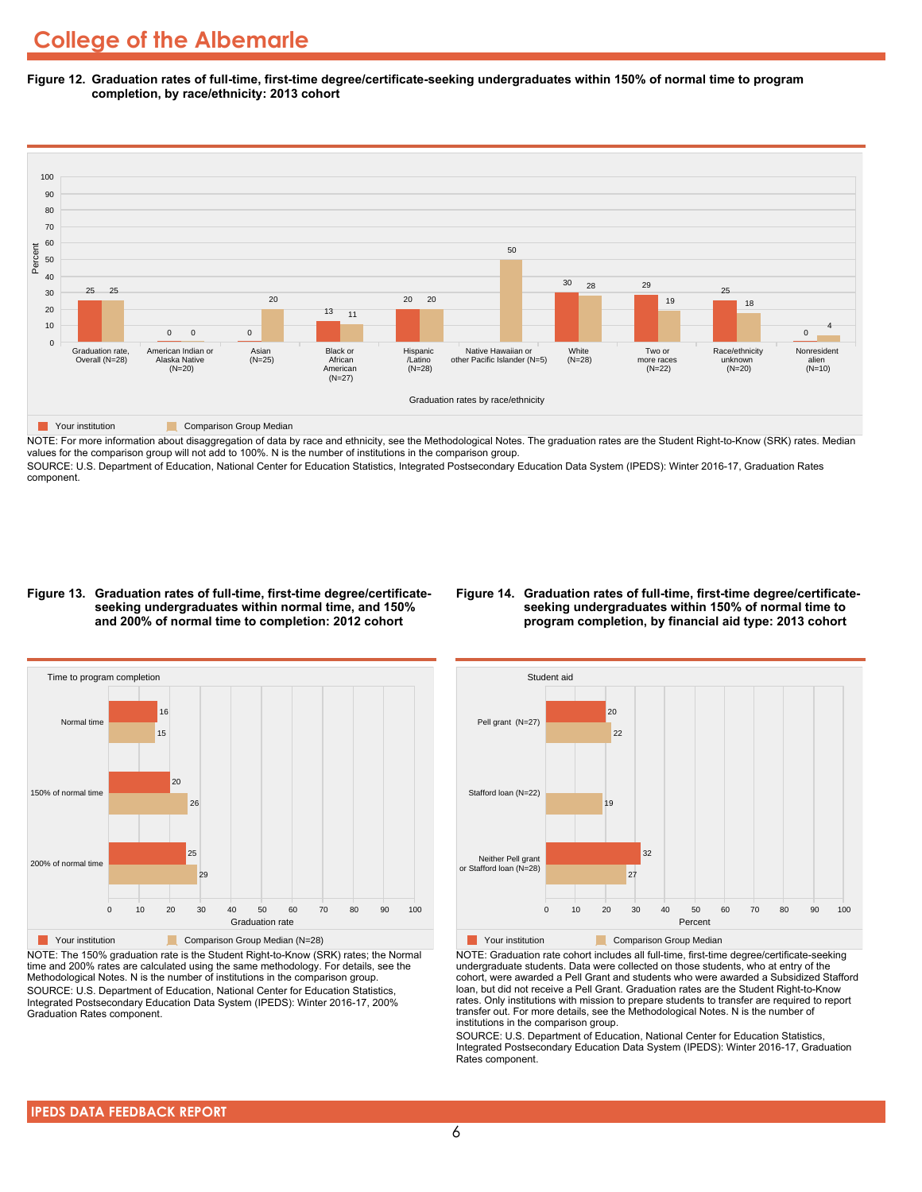# College of the Albemarle

**Figure 12. Graduation rates of full-time, first-time degree/certificate-seeking undergraduates within 150% of normal time to program completion, by race/ethnicity: 2013 cohort**

| Graduation rates by race/ethnicity | Your institution | Comparison Group Median |
|---|---|---|
| Graduation rate, Overall (N=28) | 25 | 25 |
| American Indian or Alaska Native (N=20) | 0 | 0 |
| Asian (N=25) | 0 | 20 |
| Black or African American (N=27) | 13 | 11 |
| Hispanic /Latino (N=28) | 20 | 20 |
| Native Hawaiian or other Pacific Islander (N=5) | | 50 |
| White (N=28) | 30 | 28 |
| Two or more races (N=22) | 29 | 19 |
| Race/ethnicity unknown (N=20) | 25 | 18 |
| Nonresident alien (N=10) | 0 | 4 |

NOTE: For more information about disaggregation of data by race and ethnicity, see the Methodological Notes. The graduation rates are the Student Right-to-Know (SRK) rates. Median values for the comparison group will not add to 100%. N is the number of institutions in the comparison group.

SOURCE: U.S. Department of Education, National Center for Education Statistics, Integrated Postsecondary Education Data System (IPEDS): Winter 2016-17, Graduation Rates component.

**Figure 13. Graduation rates of full-time, first-time degree/certificate-seeking undergraduates within normal time, and 150% and 200% of normal time to completion: 2012 cohort**

| Time to program completion | Your institution | Comparison Group Median (N=28) |
|---|---|---|
| Normal time | 16 | 15 |
| 150% of normal time | 20 | 26 |
| 200% of normal time | 25 | 29 |

NOTE: The 150% graduation rate is the Student Right-to-Know (SRK) rates; the Normal time and 200% rates are calculated using the same methodology. For details, see the Methodological Notes. N is the number of institutions in the comparison group.

SOURCE: U.S. Department of Education, National Center for Education Statistics, Integrated Postsecondary Education Data System (IPEDS): Winter 2016-17, 200% Graduation Rates component.

**Figure 14. Graduation rates of full-time, first-time degree/certificate-seeking undergraduates within 150% of normal time to program completion, by financial aid type: 2013 cohort**

| Student aid | Your institution | Comparison Group Median |
|---|---|---|
| Pell grant (N=27) | 20 | 22 |
| Stafford loan (N=22) | | 19 |
| Neither Pell grant or Stafford loan (N=28) | 32 | 27 |

NOTE: Graduation rate cohort includes all full-time, first-time degree/certificate-seeking undergraduate students. Data were collected on those students, who at entry of the cohort, were awarded a Pell Grant and students who were awarded a Subsidized Stafford loan, but did not receive a Pell Grant. Graduation rates are the Student Right-to-Know rates. Only institutions with mission to prepare students to transfer are required to report transfer out. For more details, see the Methodological Notes. N is the number of institutions in the comparison group.

SOURCE: U.S. Department of Education, National Center for Education Statistics, Integrated Postsecondary Education Data System (IPEDS): Winter 2016-17, Graduation Rates component.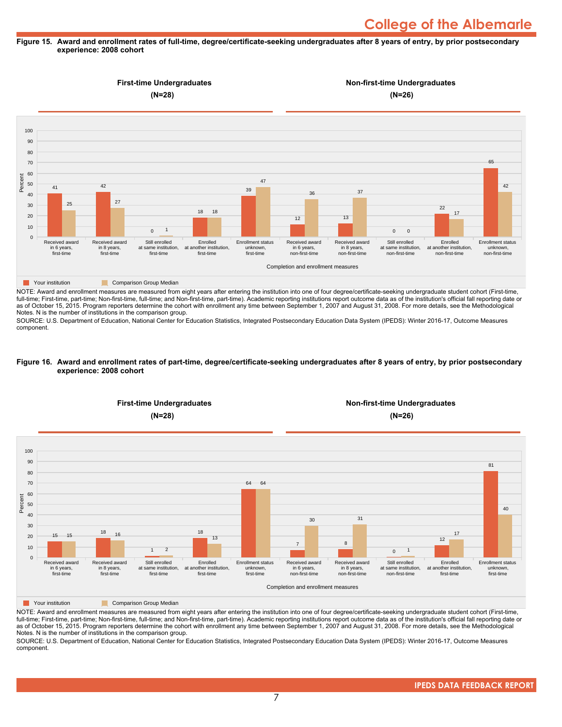**Figure 15. Award and enrollment rates of full-time, degree/certificate-seeking undergraduates after 8 years of entry, by prior postsecondary experience: 2008 cohort**

First-time Undergraduates (N=28) | Non-first-time Undergraduates (N=26)

| Completion and enrollment measures | Your institution | Comparison Group Median |
|---|---|---|
| Received award in 6 years, first-time | 41 | 25 |
| Received award in 8 years, first-time | 42 | 27 |
| Still enrolled at same institution, first-time | 0 | 1 |
| Enrolled at another institution, first-time | 18 | 18 |
| Enrollment status unknown, first-time | 39 | 47 |
| Received award in 6 years, non-first-time | 12 | 36 |
| Received award in 8 years, non-first-time | 13 | 37 |
| Still enrolled at same institution, non-first-time | 0 | 0 |
| Enrolled at another institution, non-first-time | 22 | 17 |
| Enrollment status unknown, non-first-time | 65 | 42 |

NOTE: Award and enrollment measures are measured from eight years after entering the institution into one of four degree/certificate-seeking undergraduate student cohort (First-time, full-time; First-time, part-time; Non-first-time, full-time; and Non-first-time, part-time). Academic reporting institutions report outcome data as of the institution's official fall reporting date or as of October 15, 2015. Program reporters determine the cohort with enrollment any time between September 1, 2007 and August 31, 2008. For more details, see the Methodological Notes. N is the number of institutions in the comparison group.

SOURCE: U.S. Department of Education, National Center for Education Statistics, Integrated Postsecondary Education Data System (IPEDS): Winter 2016-17, Outcome Measures component.

**Figure 16. Award and enrollment rates of part-time, degree/certificate-seeking undergraduates after 8 years of entry, by prior postsecondary experience: 2008 cohort**

First-time Undergraduates (N=28) | Non-first-time Undergraduates (N=26)

| Completion and enrollment measures | Your institution | Comparison Group Median |
|---|---|---|
| Received award in 6 years, first-time | 15 | 15 |
| Received award in 8 years, first-time | 18 | 16 |
| Still enrolled at same institution, first-time | 1 | 2 |
| Enrolled at another institution, first-time | 18 | 13 |
| Enrollment status unknown, first-time | 64 | 64 |
| Received award in 6 years, non-first-time | 7 | 30 |
| Received award in 8 years, non-first-time | 8 | 31 |
| Still enrolled at same institution, non-first-time | 0 | 1 |
| Enrolled at another institution, first-time | 12 | 17 |
| Enrollment status unknown, first-time | 81 | 40 |

NOTE: Award and enrollment measures are measured from eight years after entering the institution into one of four degree/certificate-seeking undergraduate student cohort (First-time, full-time; First-time, part-time; Non-first-time, full-time; and Non-first-time, part-time). Academic reporting institutions report outcome data as of the institution's official fall reporting date or as of October 15, 2015. Program reporters determine the cohort with enrollment any time between September 1, 2007 and August 31, 2008. For more details, see the Methodological Notes. N is the number of institutions in the comparison group.

SOURCE: U.S. Department of Education, National Center for Education Statistics, Integrated Postsecondary Education Data System (IPEDS): Winter 2016-17, Outcome Measures component.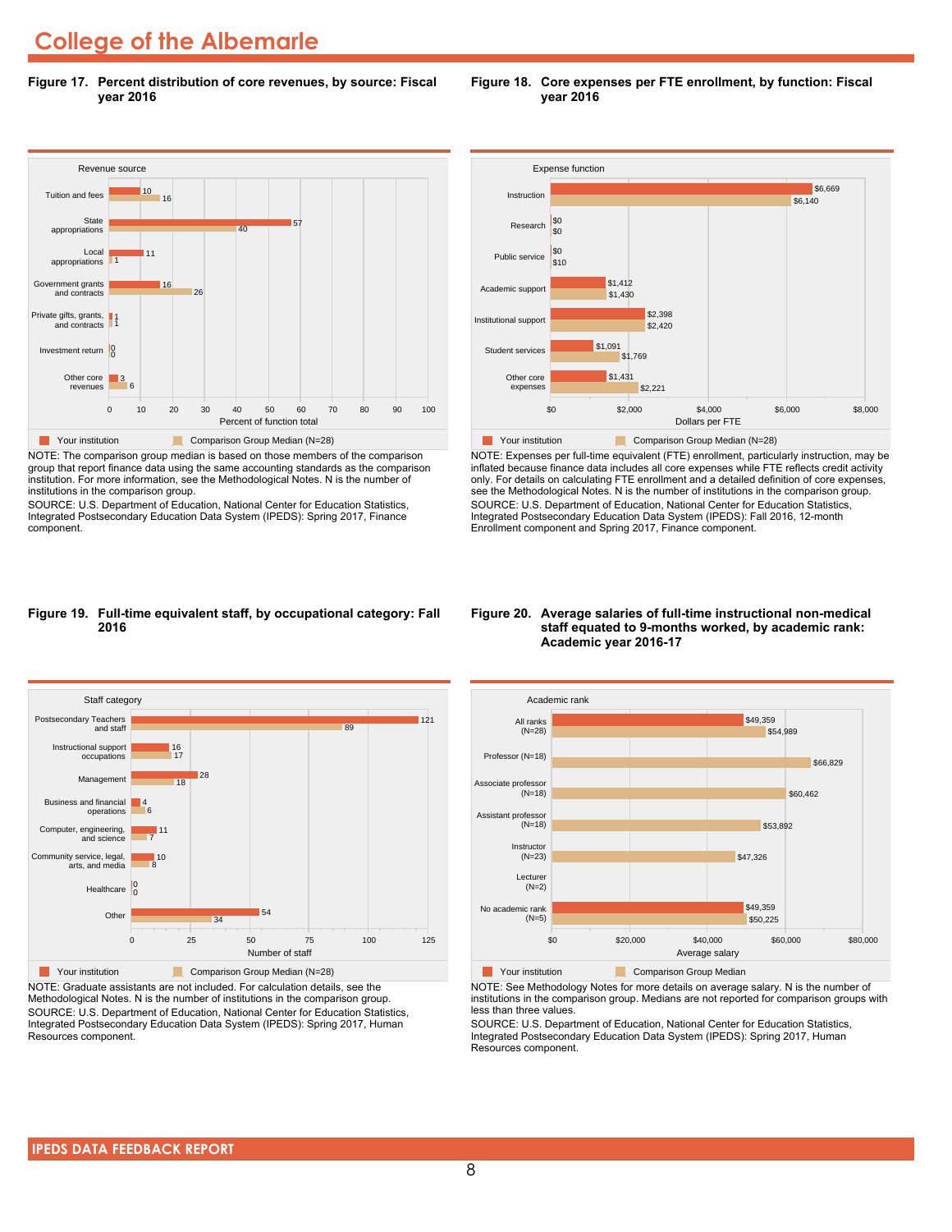# College of the Albemarle

**Figure 17. Percent distribution of core revenues, by source: Fiscal year 2016**

| Revenue source | Your institution | Comparison Group Median (N=28) |
|---|---|---|
| Tuition and fees | 10 | 16 |
| State appropriations | 57 | 40 |
| Local appropriations | 11 | 1 |
| Government grants and contracts | 16 | 26 |
| Private gifts, grants, and contracts | 1 | 1 |
| Investment return | 0 | 0 |
| Other core revenues | 3 | 6 |

Percent of function total

NOTE: The comparison group median is based on those members of the comparison group that report finance data using the same accounting standards as the comparison institution. For more information, see the Methodological Notes. N is the number of institutions in the comparison group.
SOURCE: U.S. Department of Education, National Center for Education Statistics, Integrated Postsecondary Education Data System (IPEDS): Spring 2017, Finance component.

**Figure 18. Core expenses per FTE enrollment, by function: Fiscal year 2016**

| Expense function | Your institution | Comparison Group Median (N=28) |
|---|---|---|
| Instruction | $6,669 | $6,140 |
| Research | $0 | $0 |
| Public service | $0 | $10 |
| Academic support | $1,412 | $1,430 |
| Institutional support | $2,398 | $2,420 |
| Student services | $1,091 | $1,769 |
| Other core expenses | $1,431 | $2,221 |

Dollars per FTE

NOTE: Expenses per full-time equivalent (FTE) enrollment, particularly instruction, may be inflated because finance data includes all core expenses while FTE reflects credit activity only. For details on calculating FTE enrollment and a detailed definition of core expenses, see the Methodological Notes. N is the number of institutions in the comparison group.
SOURCE: U.S. Department of Education, National Center for Education Statistics, Integrated Postsecondary Education Data System (IPEDS): Fall 2016, 12-month Enrollment component and Spring 2017, Finance component.

**Figure 19. Full-time equivalent staff, by occupational category: Fall 2016**

| Staff category | Your institution | Comparison Group Median (N=28) |
|---|---|---|
| Postsecondary Teachers and staff | 121 | 89 |
| Instructional support occupations | 16 | 17 |
| Management | 28 | 18 |
| Business and financial operations | 4 | 6 |
| Computer, engineering, and science | 11 | 7 |
| Community service, legal, arts, and media | 10 | 8 |
| Healthcare | 0 | 0 |
| Other | 54 | 34 |

Number of staff

NOTE: Graduate assistants are not included. For calculation details, see the Methodological Notes. N is the number of institutions in the comparison group.
SOURCE: U.S. Department of Education, National Center for Education Statistics, Integrated Postsecondary Education Data System (IPEDS): Spring 2017, Human Resources component.

**Figure 20. Average salaries of full-time instructional non-medical staff equated to 9-months worked, by academic rank: Academic year 2016-17**

| Academic rank | Your institution | Comparison Group Median |
|---|---|---|
| All ranks (N=28) | $49,359 | $54,989 |
| Professor (N=18) | | $66,829 |
| Associate professor (N=18) | | $60,462 |
| Assistant professor (N=18) | | $53,892 |
| Instructor (N=23) | | $47,326 |
| Lecturer (N=2) | | |
| No academic rank (N=5) | $49,359 | $50,225 |

Average salary

NOTE: See Methodology Notes for more details on average salary. N is the number of institutions in the comparison group. Medians are not reported for comparison groups with less than three values.
SOURCE: U.S. Department of Education, National Center for Education Statistics, Integrated Postsecondary Education Data System (IPEDS): Spring 2017, Human Resources component.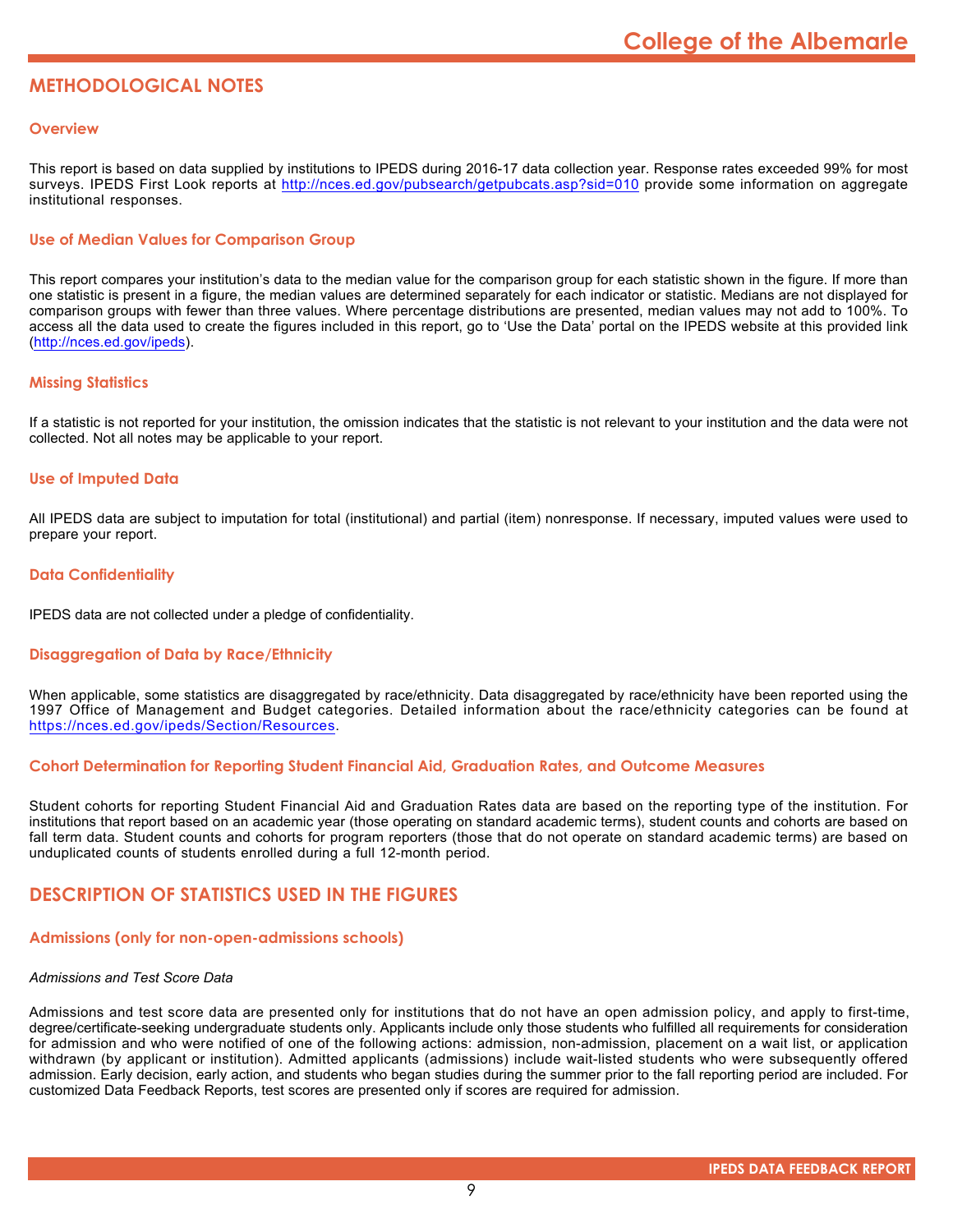## METHODOLOGICAL NOTES

### Overview

This report is based on data supplied by institutions to IPEDS during 2016-17 data collection year. Response rates exceeded 99% for most surveys. IPEDS First Look reports at http://nces.ed.gov/pubsearch/getpubcats.asp?sid=010 provide some information on aggregate institutional responses.

### Use of Median Values for Comparison Group

This report compares your institution's data to the median value for the comparison group for each statistic shown in the figure. If more than one statistic is present in a figure, the median values are determined separately for each indicator or statistic. Medians are not displayed for comparison groups with fewer than three values. Where percentage distributions are presented, median values may not add to 100%. To access all the data used to create the figures included in this report, go to 'Use the Data' portal on the IPEDS website at this provided link (http://nces.ed.gov/ipeds).

### Missing Statistics

If a statistic is not reported for your institution, the omission indicates that the statistic is not relevant to your institution and the data were not collected. Not all notes may be applicable to your report.

### Use of Imputed Data

All IPEDS data are subject to imputation for total (institutional) and partial (item) nonresponse. If necessary, imputed values were used to prepare your report.

### Data Confidentiality

IPEDS data are not collected under a pledge of confidentiality.

### Disaggregation of Data by Race/Ethnicity

When applicable, some statistics are disaggregated by race/ethnicity. Data disaggregated by race/ethnicity have been reported using the 1997 Office of Management and Budget categories. Detailed information about the race/ethnicity categories can be found at https://nces.ed.gov/ipeds/Section/Resources.

### Cohort Determination for Reporting Student Financial Aid, Graduation Rates, and Outcome Measures

Student cohorts for reporting Student Financial Aid and Graduation Rates data are based on the reporting type of the institution. For institutions that report based on an academic year (those operating on standard academic terms), student counts and cohorts are based on fall term data. Student counts and cohorts for program reporters (those that do not operate on standard academic terms) are based on unduplicated counts of students enrolled during a full 12-month period.

## DESCRIPTION OF STATISTICS USED IN THE FIGURES

### Admissions (only for non-open-admissions schools)

*Admissions and Test Score Data*

Admissions and test score data are presented only for institutions that do not have an open admission policy, and apply to first-time, degree/certificate-seeking undergraduate students only. Applicants include only those students who fulfilled all requirements for consideration for admission and who were notified of one of the following actions: admission, non-admission, placement on a wait list, or application withdrawn (by applicant or institution). Admitted applicants (admissions) include wait-listed students who were subsequently offered admission. Early decision, early action, and students who began studies during the summer prior to the fall reporting period are included. For customized Data Feedback Reports, test scores are presented only if scores are required for admission.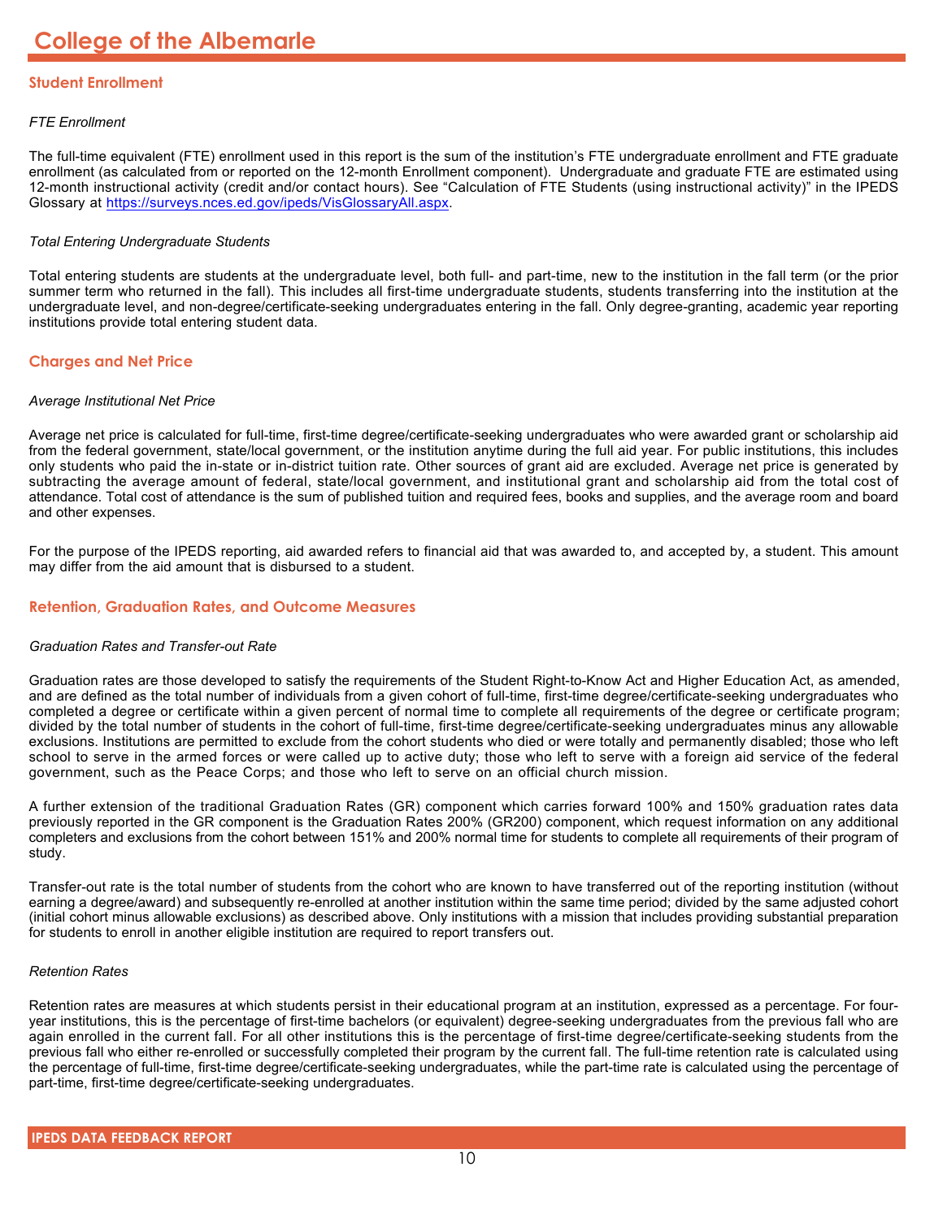# College of the Albemarle

## Student Enrollment

### *FTE Enrollment*

The full-time equivalent (FTE) enrollment used in this report is the sum of the institution's FTE undergraduate enrollment and FTE graduate enrollment (as calculated from or reported on the 12-month Enrollment component). Undergraduate and graduate FTE are estimated using 12-month instructional activity (credit and/or contact hours). See "Calculation of FTE Students (using instructional activity)" in the IPEDS Glossary at https://surveys.nces.ed.gov/ipeds/VisGlossaryAll.aspx.

### *Total Entering Undergraduate Students*

Total entering students are students at the undergraduate level, both full- and part-time, new to the institution in the fall term (or the prior summer term who returned in the fall). This includes all first-time undergraduate students, students transferring into the institution at the undergraduate level, and non-degree/certificate-seeking undergraduates entering in the fall. Only degree-granting, academic year reporting institutions provide total entering student data.

## Charges and Net Price

### *Average Institutional Net Price*

Average net price is calculated for full-time, first-time degree/certificate-seeking undergraduates who were awarded grant or scholarship aid from the federal government, state/local government, or the institution anytime during the full aid year. For public institutions, this includes only students who paid the in-state or in-district tuition rate. Other sources of grant aid are excluded. Average net price is generated by subtracting the average amount of federal, state/local government, and institutional grant and scholarship aid from the total cost of attendance. Total cost of attendance is the sum of published tuition and required fees, books and supplies, and the average room and board and other expenses.

For the purpose of the IPEDS reporting, aid awarded refers to financial aid that was awarded to, and accepted by, a student. This amount may differ from the aid amount that is disbursed to a student.

## Retention, Graduation Rates, and Outcome Measures

### *Graduation Rates and Transfer-out Rate*

Graduation rates are those developed to satisfy the requirements of the Student Right-to-Know Act and Higher Education Act, as amended, and are defined as the total number of individuals from a given cohort of full-time, first-time degree/certificate-seeking undergraduates who completed a degree or certificate within a given percent of normal time to complete all requirements of the degree or certificate program; divided by the total number of students in the cohort of full-time, first-time degree/certificate-seeking undergraduates minus any allowable exclusions. Institutions are permitted to exclude from the cohort students who died or were totally and permanently disabled; those who left school to serve in the armed forces or were called up to active duty; those who left to serve with a foreign aid service of the federal government, such as the Peace Corps; and those who left to serve on an official church mission.

A further extension of the traditional Graduation Rates (GR) component which carries forward 100% and 150% graduation rates data previously reported in the GR component is the Graduation Rates 200% (GR200) component, which request information on any additional completers and exclusions from the cohort between 151% and 200% normal time for students to complete all requirements of their program of study.

Transfer-out rate is the total number of students from the cohort who are known to have transferred out of the reporting institution (without earning a degree/award) and subsequently re-enrolled at another institution within the same time period; divided by the same adjusted cohort (initial cohort minus allowable exclusions) as described above. Only institutions with a mission that includes providing substantial preparation for students to enroll in another eligible institution are required to report transfers out.

### *Retention Rates*

Retention rates are measures at which students persist in their educational program at an institution, expressed as a percentage. For four-year institutions, this is the percentage of first-time bachelors (or equivalent) degree-seeking undergraduates from the previous fall who are again enrolled in the current fall. For all other institutions this is the percentage of first-time degree/certificate-seeking students from the previous fall who either re-enrolled or successfully completed their program by the current fall. The full-time retention rate is calculated using the percentage of full-time, first-time degree/certificate-seeking undergraduates, while the part-time rate is calculated using the percentage of part-time, first-time degree/certificate-seeking undergraduates.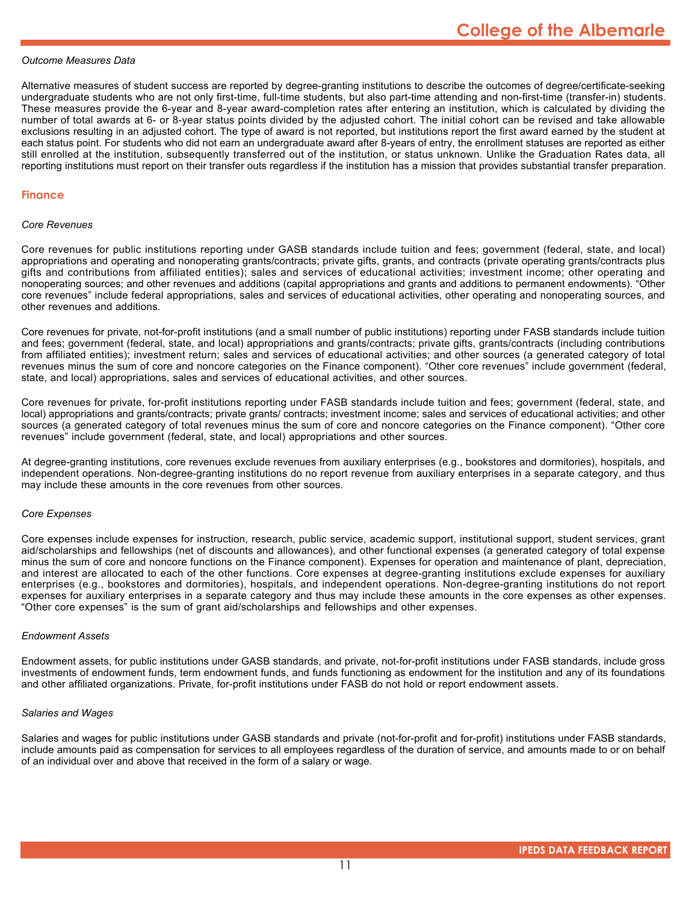*Outcome Measures Data*

Alternative measures of student success are reported by degree-granting institutions to describe the outcomes of degree/certificate-seeking undergraduate students who are not only first-time, full-time students, but also part-time attending and non-first-time (transfer-in) students. These measures provide the 6-year and 8-year award-completion rates after entering an institution, which is calculated by dividing the number of total awards at 6- or 8-year status points divided by the adjusted cohort. The initial cohort can be revised and take allowable exclusions resulting in an adjusted cohort. The type of award is not reported, but institutions report the first award earned by the student at each status point. For students who did not earn an undergraduate award after 8-years of entry, the enrollment statuses are reported as either still enrolled at the institution, subsequently transferred out of the institution, or status unknown. Unlike the Graduation Rates data, all reporting institutions must report on their transfer outs regardless if the institution has a mission that provides substantial transfer preparation.

## Finance

*Core Revenues*

Core revenues for public institutions reporting under GASB standards include tuition and fees; government (federal, state, and local) appropriations and operating and nonoperating grants/contracts; private gifts, grants, and contracts (private operating grants/contracts plus gifts and contributions from affiliated entities); sales and services of educational activities; investment income; other operating and nonoperating sources; and other revenues and additions (capital appropriations and grants and additions to permanent endowments). “Other core revenues” include federal appropriations, sales and services of educational activities, other operating and nonoperating sources, and other revenues and additions.

Core revenues for private, not-for-profit institutions (and a small number of public institutions) reporting under FASB standards include tuition and fees; government (federal, state, and local) appropriations and grants/contracts; private gifts, grants/contracts (including contributions from affiliated entities); investment return; sales and services of educational activities; and other sources (a generated category of total revenues minus the sum of core and noncore categories on the Finance component). “Other core revenues” include government (federal, state, and local) appropriations, sales and services of educational activities, and other sources.

Core revenues for private, for-profit institutions reporting under FASB standards include tuition and fees; government (federal, state, and local) appropriations and grants/contracts; private grants/ contracts; investment income; sales and services of educational activities; and other sources (a generated category of total revenues minus the sum of core and noncore categories on the Finance component). “Other core revenues” include government (federal, state, and local) appropriations and other sources.

At degree-granting institutions, core revenues exclude revenues from auxiliary enterprises (e.g., bookstores and dormitories), hospitals, and independent operations. Non-degree-granting institutions do no report revenue from auxiliary enterprises in a separate category, and thus may include these amounts in the core revenues from other sources.

*Core Expenses*

Core expenses include expenses for instruction, research, public service, academic support, institutional support, student services, grant aid/scholarships and fellowships (net of discounts and allowances), and other functional expenses (a generated category of total expense minus the sum of core and noncore functions on the Finance component). Expenses for operation and maintenance of plant, depreciation, and interest are allocated to each of the other functions. Core expenses at degree-granting institutions exclude expenses for auxiliary enterprises (e.g., bookstores and dormitories), hospitals, and independent operations. Non-degree-granting institutions do not report expenses for auxiliary enterprises in a separate category and thus may include these amounts in the core expenses as other expenses. “Other core expenses” is the sum of grant aid/scholarships and fellowships and other expenses.

*Endowment Assets*

Endowment assets, for public institutions under GASB standards, and private, not-for-profit institutions under FASB standards, include gross investments of endowment funds, term endowment funds, and funds functioning as endowment for the institution and any of its foundations and other affiliated organizations. Private, for-profit institutions under FASB do not hold or report endowment assets.

*Salaries and Wages*

Salaries and wages for public institutions under GASB standards and private (not-for-profit and for-profit) institutions under FASB standards, include amounts paid as compensation for services to all employees regardless of the duration of service, and amounts made to or on behalf of an individual over and above that received in the form of a salary or wage.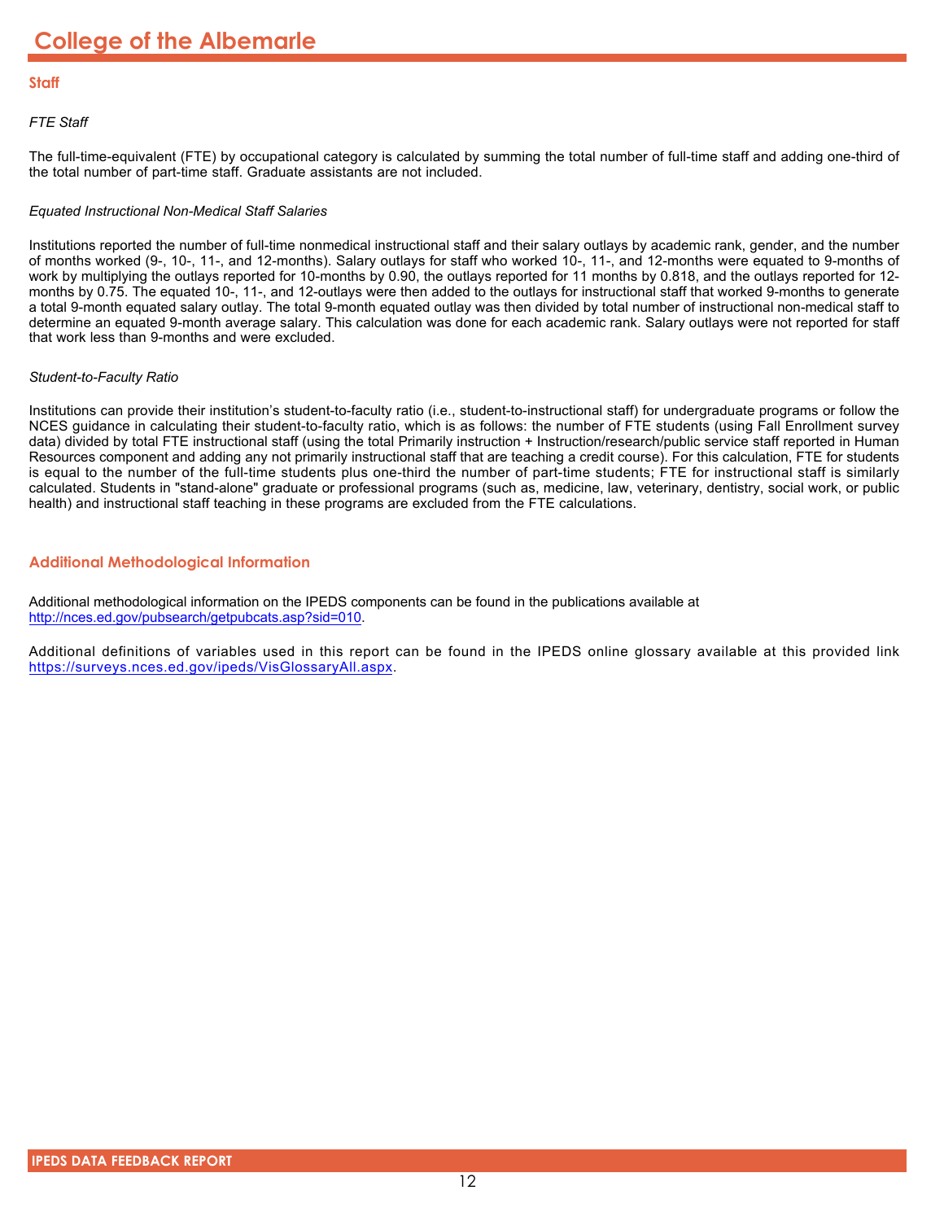## Staff

*FTE Staff*

The full-time-equivalent (FTE) by occupational category is calculated by summing the total number of full-time staff and adding one-third of the total number of part-time staff. Graduate assistants are not included.

*Equated Instructional Non-Medical Staff Salaries*

Institutions reported the number of full-time nonmedical instructional staff and their salary outlays by academic rank, gender, and the number of months worked (9-, 10-, 11-, and 12-months). Salary outlays for staff who worked 10-, 11-, and 12-months were equated to 9-months of work by multiplying the outlays reported for 10-months by 0.90, the outlays reported for 11 months by 0.818, and the outlays reported for 12-months by 0.75. The equated 10-, 11-, and 12-outlays were then added to the outlays for instructional staff that worked 9-months to generate a total 9-month equated salary outlay. The total 9-month equated outlay was then divided by total number of instructional non-medical staff to determine an equated 9-month average salary. This calculation was done for each academic rank. Salary outlays were not reported for staff that work less than 9-months and were excluded.

*Student-to-Faculty Ratio*

Institutions can provide their institution's student-to-faculty ratio (i.e., student-to-instructional staff) for undergraduate programs or follow the NCES guidance in calculating their student-to-faculty ratio, which is as follows: the number of FTE students (using Fall Enrollment survey data) divided by total FTE instructional staff (using the total Primarily instruction + Instruction/research/public service staff reported in Human Resources component and adding any not primarily instructional staff that are teaching a credit course). For this calculation, FTE for students is equal to the number of the full-time students plus one-third the number of part-time students; FTE for instructional staff is similarly calculated. Students in "stand-alone" graduate or professional programs (such as, medicine, law, veterinary, dentistry, social work, or public health) and instructional staff teaching in these programs are excluded from the FTE calculations.

## Additional Methodological Information

Additional methodological information on the IPEDS components can be found in the publications available at http://nces.ed.gov/pubsearch/getpubcats.asp?sid=010.

Additional definitions of variables used in this report can be found in the IPEDS online glossary available at this provided link https://surveys.nces.ed.gov/ipeds/VisGlossaryAll.aspx.